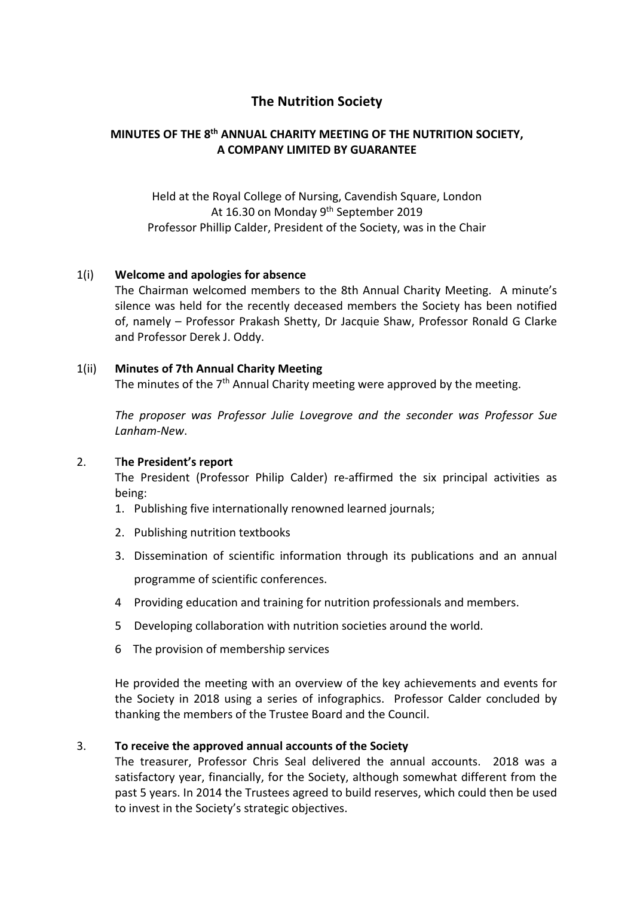# The Nutrition Society

## MINUTES OF THE 8th ANNUAL CHARITY MEETING OF THE NUTRITION SOCIETY, A COMPANY LIMITED BY GUARANTEE

Held at the Royal College of Nursing, Cavendish Square, London
At 16.30 on Monday 9th September 2019
Professor Phillip Calder, President of the Society, was in the Chair

1(i) **Welcome and apologies for absence**

The Chairman welcomed members to the 8th Annual Charity Meeting. A minute's silence was held for the recently deceased members the Society has been notified of, namely – Professor Prakash Shetty, Dr Jacquie Shaw, Professor Ronald G Clarke and Professor Derek J. Oddy.

1(ii) **Minutes of 7th Annual Charity Meeting**

The minutes of the 7th Annual Charity meeting were approved by the meeting.

*The proposer was Professor Julie Lovegrove and the seconder was Professor Sue Lanham-New*.

2. T**he President's report**

The President (Professor Philip Calder) re-affirmed the six principal activities as being:

1. Publishing five internationally renowned learned journals;
2. Publishing nutrition textbooks
3. Dissemination of scientific information through its publications and an annual programme of scientific conferences.
4. Providing education and training for nutrition professionals and members.
5. Developing collaboration with nutrition societies around the world.
6. The provision of membership services

He provided the meeting with an overview of the key achievements and events for the Society in 2018 using a series of infographics. Professor Calder concluded by thanking the members of the Trustee Board and the Council.

3. **To receive the approved annual accounts of the Society**

The treasurer, Professor Chris Seal delivered the annual accounts. 2018 was a satisfactory year, financially, for the Society, although somewhat different from the past 5 years. In 2014 the Trustees agreed to build reserves, which could then be used to invest in the Society's strategic objectives.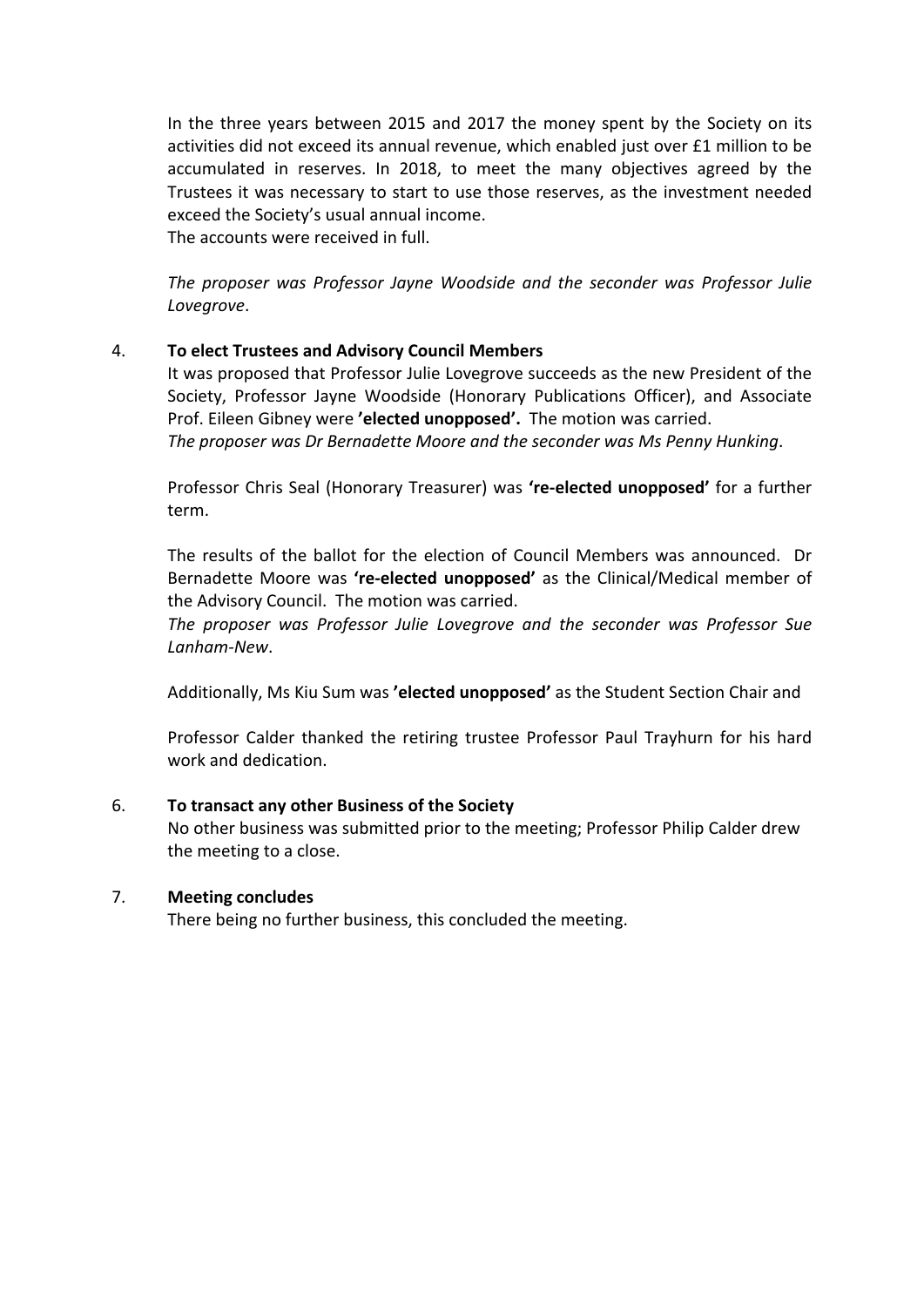In the three years between 2015 and 2017 the money spent by the Society on its activities did not exceed its annual revenue, which enabled just over £1 million to be accumulated in reserves. In 2018, to meet the many objectives agreed by the Trustees it was necessary to start to use those reserves, as the investment needed exceed the Society's usual annual income.
The accounts were received in full.

*The proposer was Professor Jayne Woodside and the seconder was Professor Julie Lovegrove*.

4. **To elect Trustees and Advisory Council Members**

It was proposed that Professor Julie Lovegrove succeeds as the new President of the Society, Professor Jayne Woodside (Honorary Publications Officer), and Associate Prof. Eileen Gibney were **'elected unopposed'.** The motion was carried.
*The proposer was Dr Bernadette Moore and the seconder was Ms Penny Hunking*.

Professor Chris Seal (Honorary Treasurer) was **'re-elected unopposed'** for a further term.

The results of the ballot for the election of Council Members was announced. Dr Bernadette Moore was **'re-elected unopposed'** as the Clinical/Medical member of the Advisory Council. The motion was carried.
*The proposer was Professor Julie Lovegrove and the seconder was Professor Sue Lanham-New*.

Additionally, Ms Kiu Sum was **'elected unopposed'** as the Student Section Chair and

Professor Calder thanked the retiring trustee Professor Paul Trayhurn for his hard work and dedication.

6. **To transact any other Business of the Society**

No other business was submitted prior to the meeting; Professor Philip Calder drew the meeting to a close.

7. **Meeting concludes**

There being no further business, this concluded the meeting.